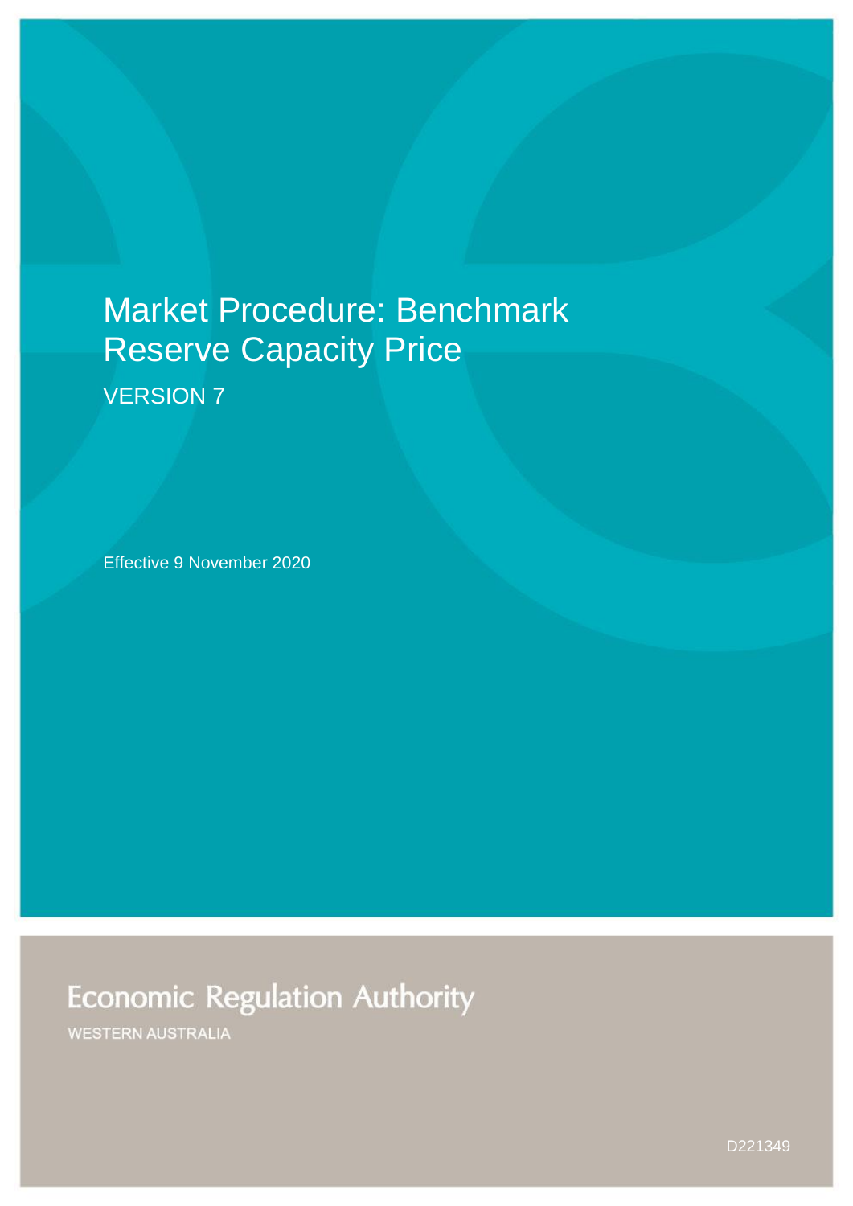# Market Procedure: Benchmark Reserve Capacity Price

VERSION 7

Effective 9 November 2020

Economic Regulation Authority

WESTERN AUSTRALIA

D221349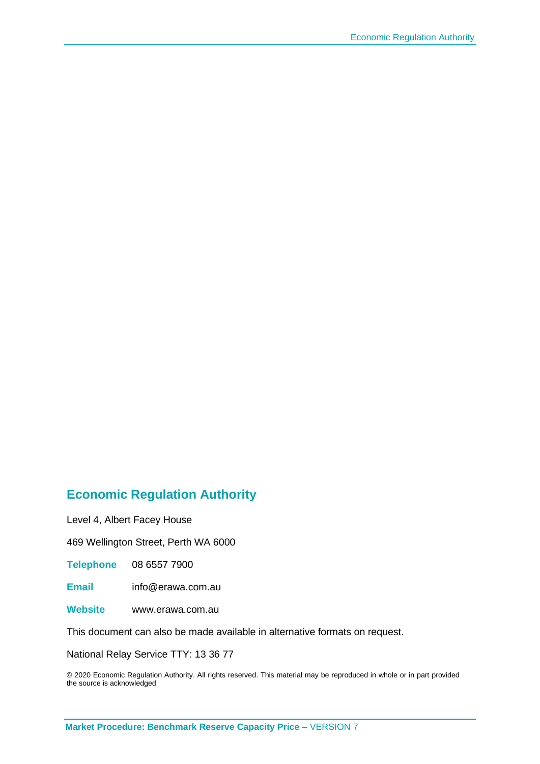## Economic Regulation Authority

Level 4, Albert Facey House

469 Wellington Street, Perth WA 6000

**Telephone** 08 6557 7900

**Email** info@erawa.com.au

**Website** www.erawa.com.au

This document can also be made available in alternative formats on request.

National Relay Service TTY: 13 36 77

© 2020 Economic Regulation Authority. All rights reserved. This material may be reproduced in whole or in part provided the source is acknowledged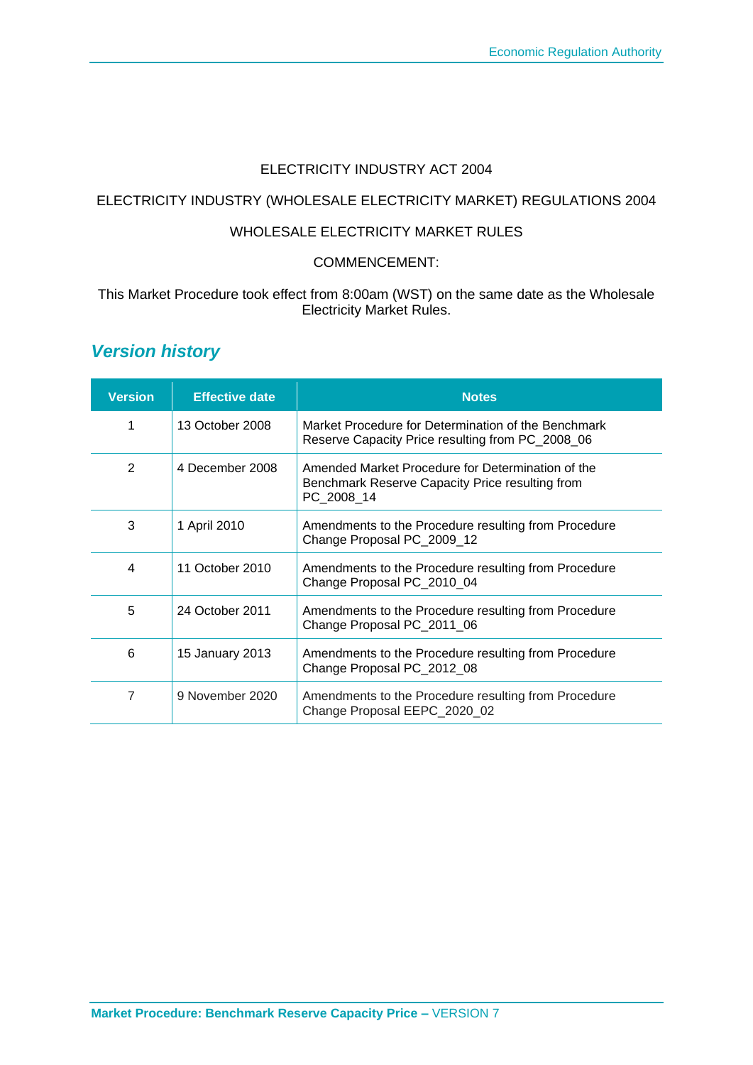ELECTRICITY INDUSTRY ACT 2004

ELECTRICITY INDUSTRY (WHOLESALE ELECTRICITY MARKET) REGULATIONS 2004

WHOLESALE ELECTRICITY MARKET RULES

COMMENCEMENT:

This Market Procedure took effect from 8:00am (WST) on the same date as the Wholesale Electricity Market Rules.

## Version history

| Version | Effective date | Notes |
|---|---|---|
| 1 | 13 October 2008 | Market Procedure for Determination of the Benchmark Reserve Capacity Price resulting from PC_2008_06 |
| 2 | 4 December 2008 | Amended Market Procedure for Determination of the Benchmark Reserve Capacity Price resulting from PC_2008_14 |
| 3 | 1 April 2010 | Amendments to the Procedure resulting from Procedure Change Proposal PC_2009_12 |
| 4 | 11 October 2010 | Amendments to the Procedure resulting from Procedure Change Proposal PC_2010_04 |
| 5 | 24 October 2011 | Amendments to the Procedure resulting from Procedure Change Proposal PC_2011_06 |
| 6 | 15 January 2013 | Amendments to the Procedure resulting from Procedure Change Proposal PC_2012_08 |
| 7 | 9 November 2020 | Amendments to the Procedure resulting from Procedure Change Proposal EEPC_2020_02 |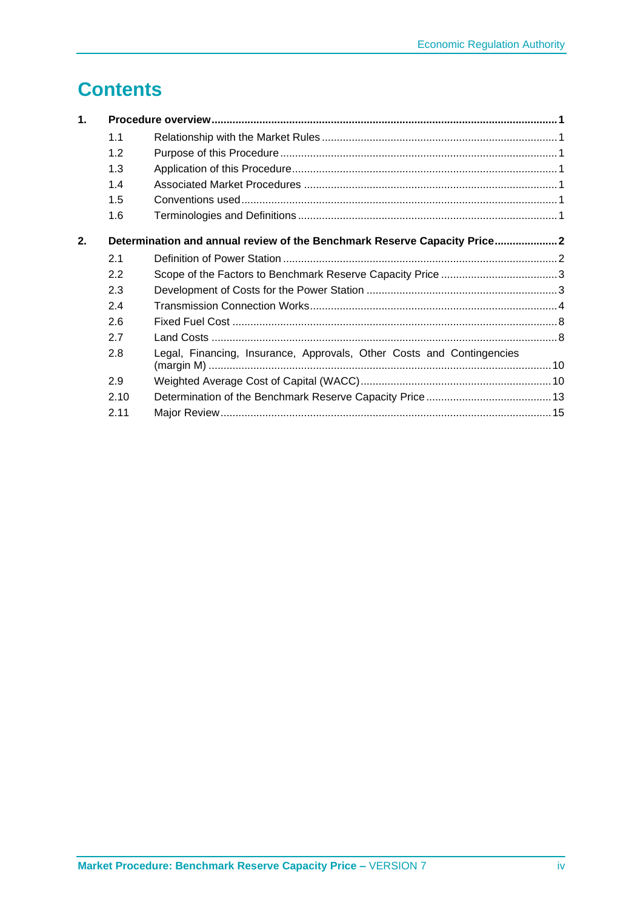# Contents

**1. Procedure overview ........ 1**

- 1.1 Relationship with the Market Rules ........ 1
- 1.2 Purpose of this Procedure ........ 1
- 1.3 Application of this Procedure ........ 1
- 1.4 Associated Market Procedures ........ 1
- 1.5 Conventions used ........ 1
- 1.6 Terminologies and Definitions ........ 1

**2. Determination and annual review of the Benchmark Reserve Capacity Price ........ 2**

- 2.1 Definition of Power Station ........ 2
- 2.2 Scope of the Factors to Benchmark Reserve Capacity Price ........ 3
- 2.3 Development of Costs for the Power Station ........ 3
- 2.4 Transmission Connection Works ........ 4
- 2.6 Fixed Fuel Cost ........ 8
- 2.7 Land Costs ........ 8
- 2.8 Legal, Financing, Insurance, Approvals, Other Costs and Contingencies (margin M) ........ 10
- 2.9 Weighted Average Cost of Capital (WACC) ........ 10
- 2.10 Determination of the Benchmark Reserve Capacity Price ........ 13
- 2.11 Major Review ........ 15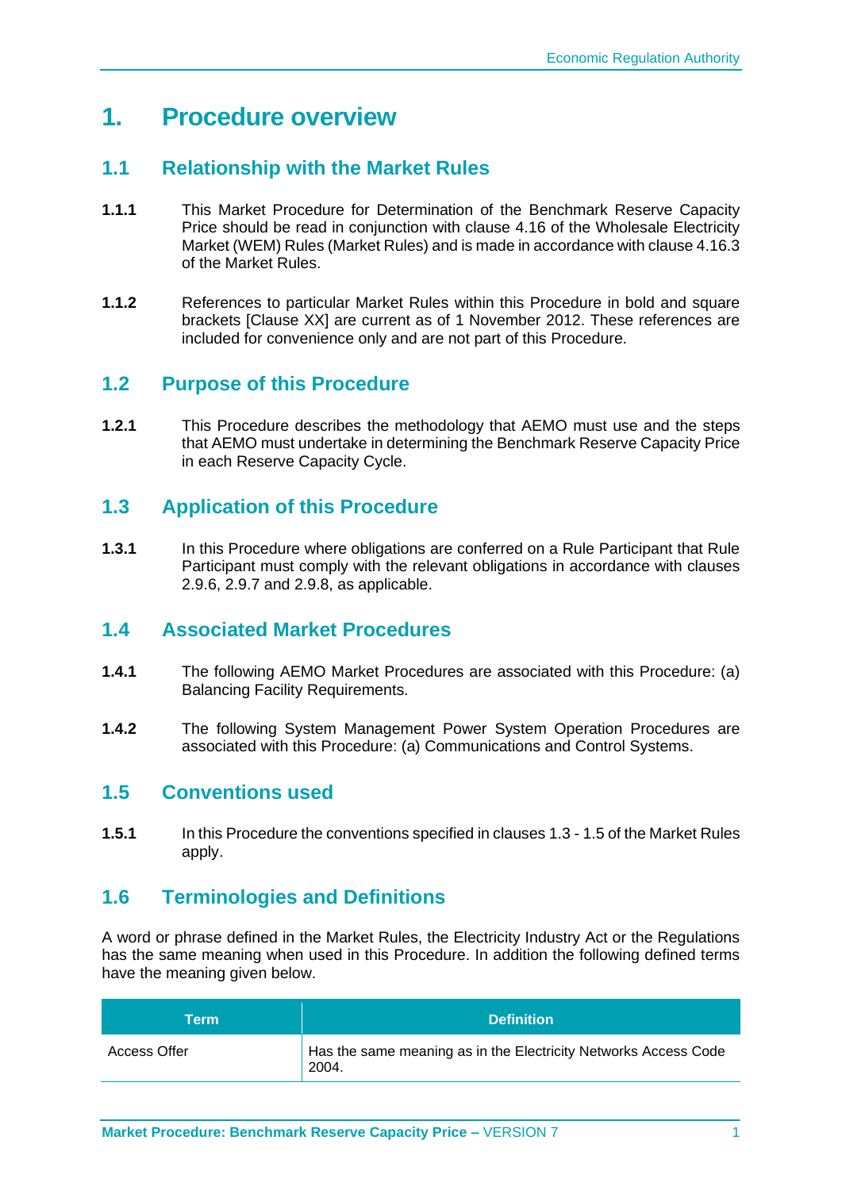# 1. Procedure overview

## 1.1 Relationship with the Market Rules

**1.1.1** This Market Procedure for Determination of the Benchmark Reserve Capacity Price should be read in conjunction with clause 4.16 of the Wholesale Electricity Market (WEM) Rules (Market Rules) and is made in accordance with clause 4.16.3 of the Market Rules.

**1.1.2** References to particular Market Rules within this Procedure in bold and square brackets [Clause XX] are current as of 1 November 2012. These references are included for convenience only and are not part of this Procedure.

## 1.2 Purpose of this Procedure

**1.2.1** This Procedure describes the methodology that AEMO must use and the steps that AEMO must undertake in determining the Benchmark Reserve Capacity Price in each Reserve Capacity Cycle.

## 1.3 Application of this Procedure

**1.3.1** In this Procedure where obligations are conferred on a Rule Participant that Rule Participant must comply with the relevant obligations in accordance with clauses 2.9.6, 2.9.7 and 2.9.8, as applicable.

## 1.4 Associated Market Procedures

**1.4.1** The following AEMO Market Procedures are associated with this Procedure: (a) Balancing Facility Requirements.

**1.4.2** The following System Management Power System Operation Procedures are associated with this Procedure: (a) Communications and Control Systems.

## 1.5 Conventions used

**1.5.1** In this Procedure the conventions specified in clauses 1.3 - 1.5 of the Market Rules apply.

## 1.6 Terminologies and Definitions

A word or phrase defined in the Market Rules, the Electricity Industry Act or the Regulations has the same meaning when used in this Procedure. In addition the following defined terms have the meaning given below.

| Term | Definition |
|---|---|
| Access Offer | Has the same meaning as in the Electricity Networks Access Code 2004. |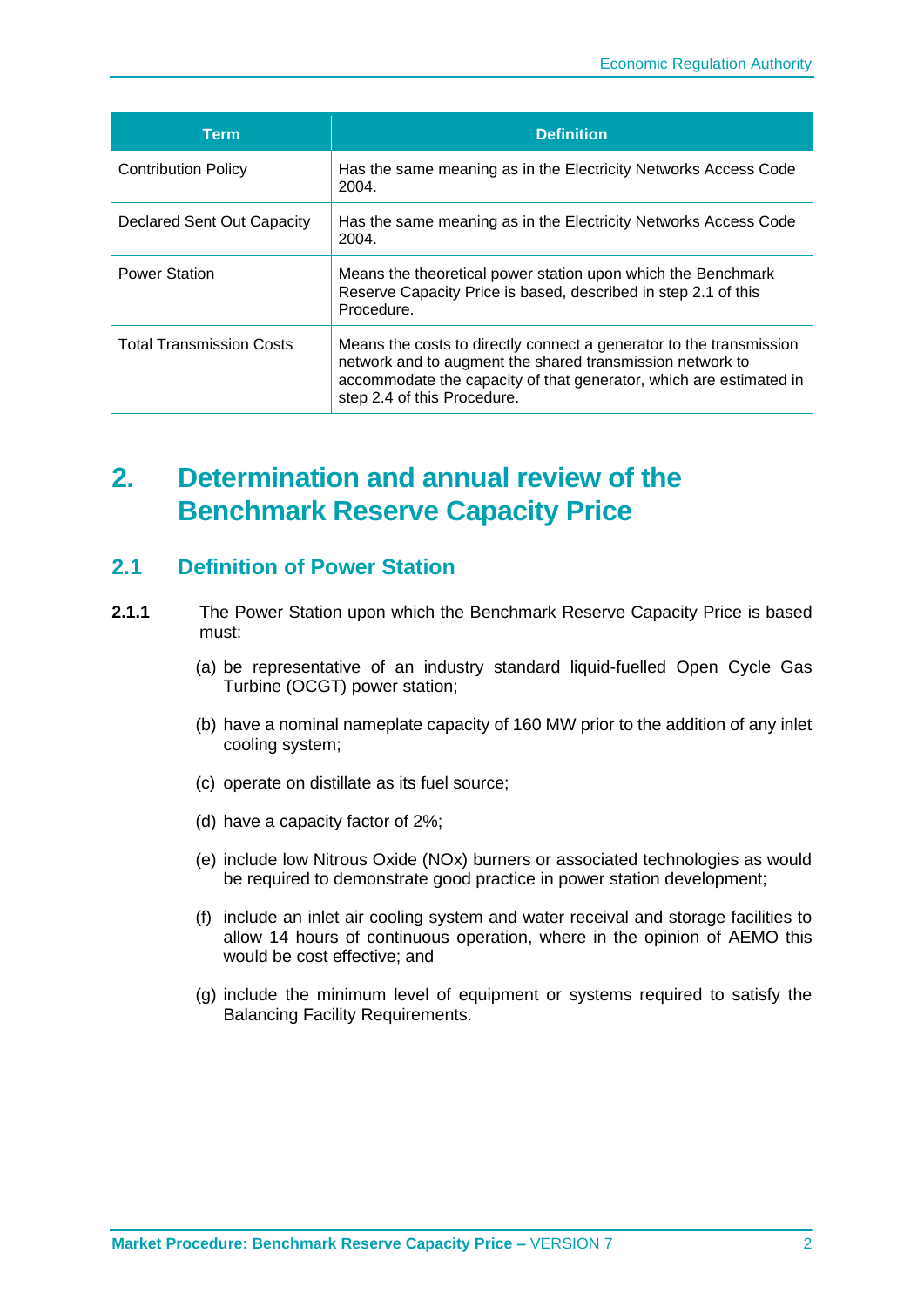| Term | Definition |
| --- | --- |
| Contribution Policy | Has the same meaning as in the Electricity Networks Access Code 2004. |
| Declared Sent Out Capacity | Has the same meaning as in the Electricity Networks Access Code 2004. |
| Power Station | Means the theoretical power station upon which the Benchmark Reserve Capacity Price is based, described in step 2.1 of this Procedure. |
| Total Transmission Costs | Means the costs to directly connect a generator to the transmission network and to augment the shared transmission network to accommodate the capacity of that generator, which are estimated in step 2.4 of this Procedure. |

# 2. Determination and annual review of the Benchmark Reserve Capacity Price

## 2.1 Definition of Power Station

**2.1.1** The Power Station upon which the Benchmark Reserve Capacity Price is based must:

(a) be representative of an industry standard liquid-fuelled Open Cycle Gas Turbine (OCGT) power station;

(b) have a nominal nameplate capacity of 160 MW prior to the addition of any inlet cooling system;

(c) operate on distillate as its fuel source;

(d) have a capacity factor of 2%;

(e) include low Nitrous Oxide (NOx) burners or associated technologies as would be required to demonstrate good practice in power station development;

(f) include an inlet air cooling system and water receival and storage facilities to allow 14 hours of continuous operation, where in the opinion of AEMO this would be cost effective; and

(g) include the minimum level of equipment or systems required to satisfy the Balancing Facility Requirements.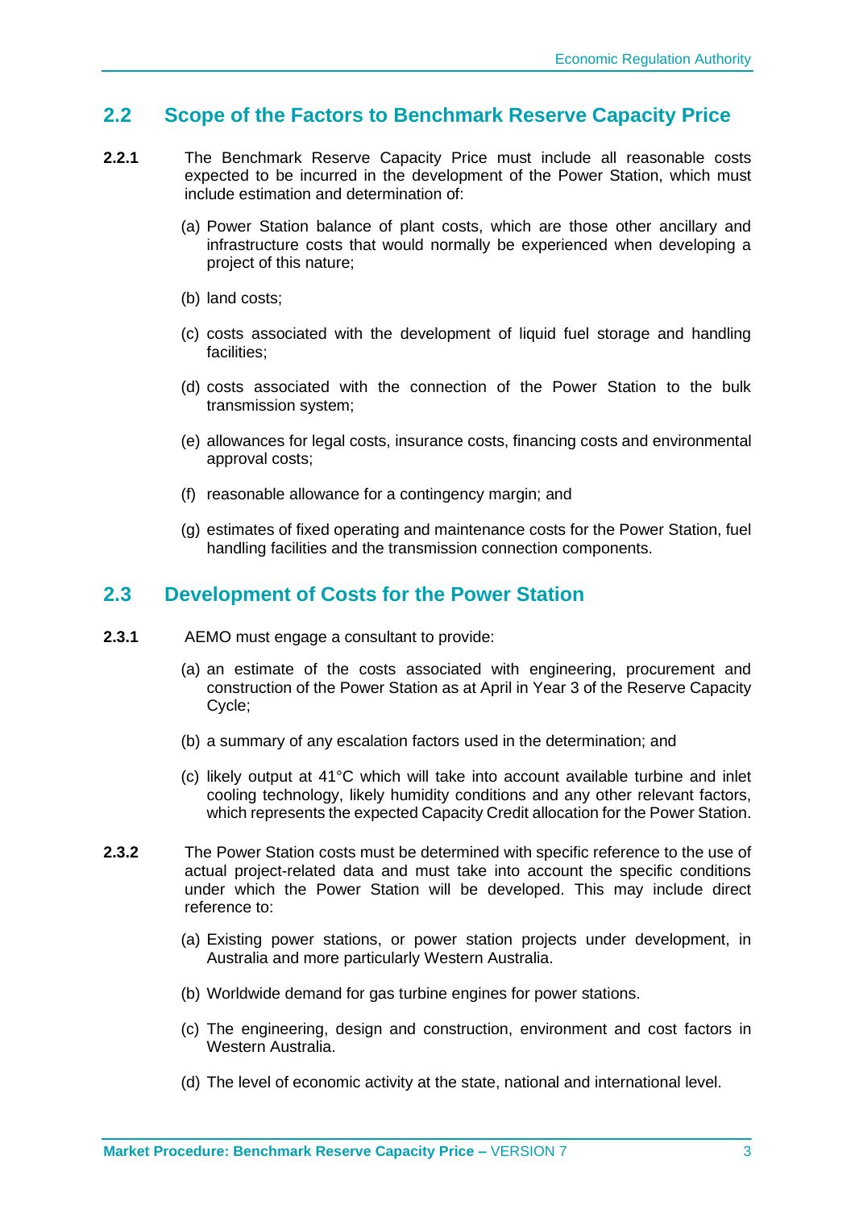## 2.2 Scope of the Factors to Benchmark Reserve Capacity Price

**2.2.1** The Benchmark Reserve Capacity Price must include all reasonable costs expected to be incurred in the development of the Power Station, which must include estimation and determination of:

(a) Power Station balance of plant costs, which are those other ancillary and infrastructure costs that would normally be experienced when developing a project of this nature;

(b) land costs;

(c) costs associated with the development of liquid fuel storage and handling facilities;

(d) costs associated with the connection of the Power Station to the bulk transmission system;

(e) allowances for legal costs, insurance costs, financing costs and environmental approval costs;

(f) reasonable allowance for a contingency margin; and

(g) estimates of fixed operating and maintenance costs for the Power Station, fuel handling facilities and the transmission connection components.

## 2.3 Development of Costs for the Power Station

**2.3.1** AEMO must engage a consultant to provide:

(a) an estimate of the costs associated with engineering, procurement and construction of the Power Station as at April in Year 3 of the Reserve Capacity Cycle;

(b) a summary of any escalation factors used in the determination; and

(c) likely output at 41°C which will take into account available turbine and inlet cooling technology, likely humidity conditions and any other relevant factors, which represents the expected Capacity Credit allocation for the Power Station.

**2.3.2** The Power Station costs must be determined with specific reference to the use of actual project-related data and must take into account the specific conditions under which the Power Station will be developed. This may include direct reference to:

(a) Existing power stations, or power station projects under development, in Australia and more particularly Western Australia.

(b) Worldwide demand for gas turbine engines for power stations.

(c) The engineering, design and construction, environment and cost factors in Western Australia.

(d) The level of economic activity at the state, national and international level.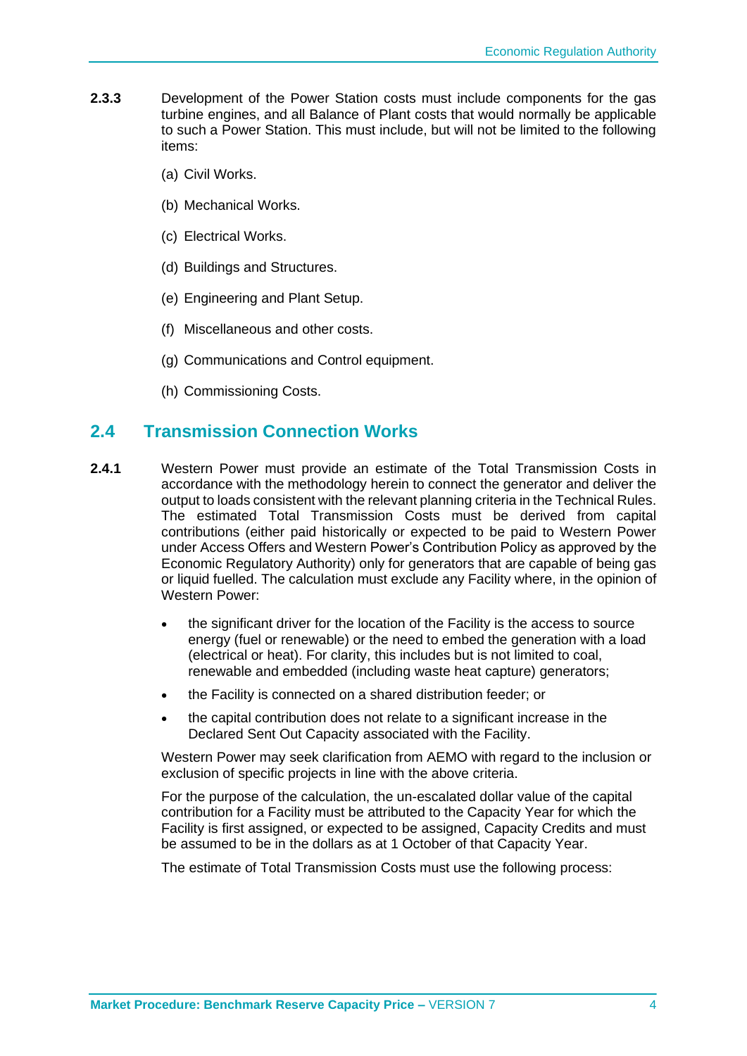**2.3.3** Development of the Power Station costs must include components for the gas turbine engines, and all Balance of Plant costs that would normally be applicable to such a Power Station. This must include, but will not be limited to the following items:

(a) Civil Works.

(b) Mechanical Works.

(c) Electrical Works.

(d) Buildings and Structures.

(e) Engineering and Plant Setup.

(f) Miscellaneous and other costs.

(g) Communications and Control equipment.

(h) Commissioning Costs.

## 2.4 Transmission Connection Works

**2.4.1** Western Power must provide an estimate of the Total Transmission Costs in accordance with the methodology herein to connect the generator and deliver the output to loads consistent with the relevant planning criteria in the Technical Rules. The estimated Total Transmission Costs must be derived from capital contributions (either paid historically or expected to be paid to Western Power under Access Offers and Western Power's Contribution Policy as approved by the Economic Regulatory Authority) only for generators that are capable of being gas or liquid fuelled. The calculation must exclude any Facility where, in the opinion of Western Power:

- the significant driver for the location of the Facility is the access to source energy (fuel or renewable) or the need to embed the generation with a load (electrical or heat). For clarity, this includes but is not limited to coal, renewable and embedded (including waste heat capture) generators;
- the Facility is connected on a shared distribution feeder; or
- the capital contribution does not relate to a significant increase in the Declared Sent Out Capacity associated with the Facility.

Western Power may seek clarification from AEMO with regard to the inclusion or exclusion of specific projects in line with the above criteria.

For the purpose of the calculation, the un-escalated dollar value of the capital contribution for a Facility must be attributed to the Capacity Year for which the Facility is first assigned, or expected to be assigned, Capacity Credits and must be assumed to be in the dollars as at 1 October of that Capacity Year.

The estimate of Total Transmission Costs must use the following process: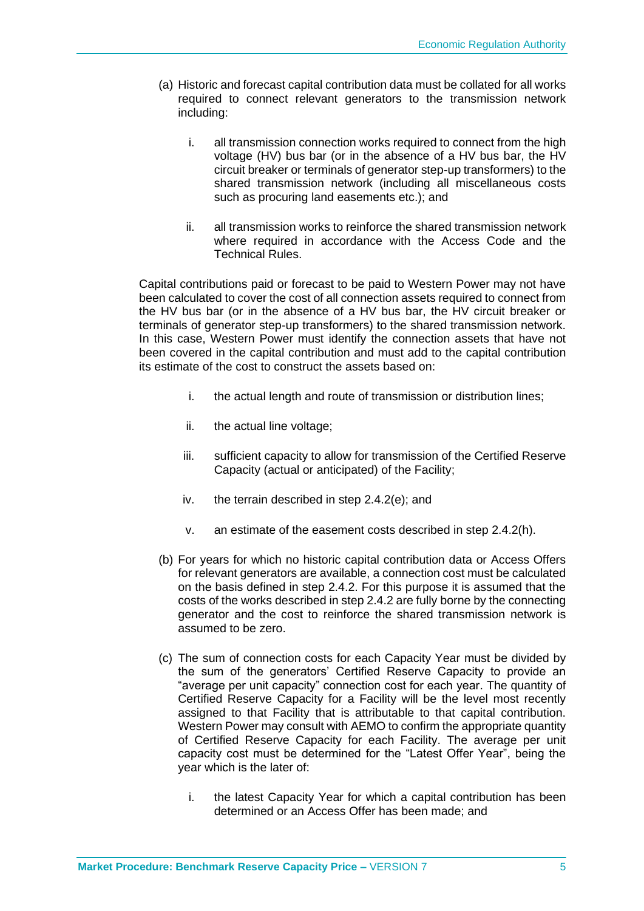(a) Historic and forecast capital contribution data must be collated for all works required to connect relevant generators to the transmission network including:

   i. all transmission connection works required to connect from the high voltage (HV) bus bar (or in the absence of a HV bus bar, the HV circuit breaker or terminals of generator step-up transformers) to the shared transmission network (including all miscellaneous costs such as procuring land easements etc.); and

   ii. all transmission works to reinforce the shared transmission network where required in accordance with the Access Code and the Technical Rules.

Capital contributions paid or forecast to be paid to Western Power may not have been calculated to cover the cost of all connection assets required to connect from the HV bus bar (or in the absence of a HV bus bar, the HV circuit breaker or terminals of generator step-up transformers) to the shared transmission network. In this case, Western Power must identify the connection assets that have not been covered in the capital contribution and must add to the capital contribution its estimate of the cost to construct the assets based on:

   i. the actual length and route of transmission or distribution lines;

   ii. the actual line voltage;

   iii. sufficient capacity to allow for transmission of the Certified Reserve Capacity (actual or anticipated) of the Facility;

   iv. the terrain described in step 2.4.2(e); and

   v. an estimate of the easement costs described in step 2.4.2(h).

(b) For years for which no historic capital contribution data or Access Offers for relevant generators are available, a connection cost must be calculated on the basis defined in step 2.4.2. For this purpose it is assumed that the costs of the works described in step 2.4.2 are fully borne by the connecting generator and the cost to reinforce the shared transmission network is assumed to be zero.

(c) The sum of connection costs for each Capacity Year must be divided by the sum of the generators' Certified Reserve Capacity to provide an "average per unit capacity" connection cost for each year. The quantity of Certified Reserve Capacity for a Facility will be the level most recently assigned to that Facility that is attributable to that capital contribution. Western Power may consult with AEMO to confirm the appropriate quantity of Certified Reserve Capacity for each Facility. The average per unit capacity cost must be determined for the "Latest Offer Year", being the year which is the later of:

   i. the latest Capacity Year for which a capital contribution has been determined or an Access Offer has been made; and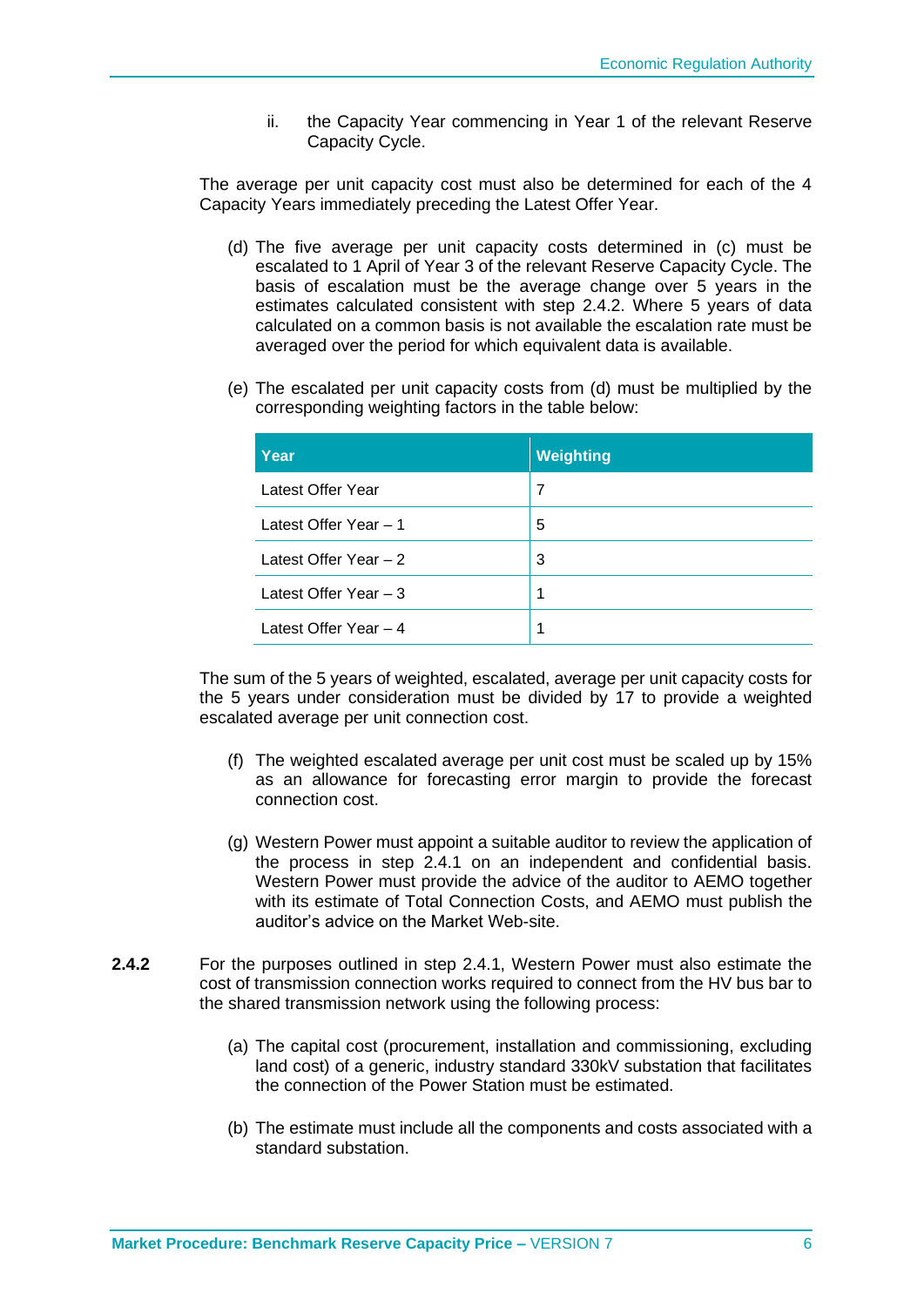ii. the Capacity Year commencing in Year 1 of the relevant Reserve Capacity Cycle.

The average per unit capacity cost must also be determined for each of the 4 Capacity Years immediately preceding the Latest Offer Year.

(d) The five average per unit capacity costs determined in (c) must be escalated to 1 April of Year 3 of the relevant Reserve Capacity Cycle. The basis of escalation must be the average change over 5 years in the estimates calculated consistent with step 2.4.2. Where 5 years of data calculated on a common basis is not available the escalation rate must be averaged over the period for which equivalent data is available.

(e) The escalated per unit capacity costs from (d) must be multiplied by the corresponding weighting factors in the table below:

| Year | Weighting |
|---|---|
| Latest Offer Year | 7 |
| Latest Offer Year – 1 | 5 |
| Latest Offer Year – 2 | 3 |
| Latest Offer Year – 3 | 1 |
| Latest Offer Year – 4 | 1 |

The sum of the 5 years of weighted, escalated, average per unit capacity costs for the 5 years under consideration must be divided by 17 to provide a weighted escalated average per unit connection cost.

(f) The weighted escalated average per unit cost must be scaled up by 15% as an allowance for forecasting error margin to provide the forecast connection cost.

(g) Western Power must appoint a suitable auditor to review the application of the process in step 2.4.1 on an independent and confidential basis. Western Power must provide the advice of the auditor to AEMO together with its estimate of Total Connection Costs, and AEMO must publish the auditor's advice on the Market Web-site.

**2.4.2** For the purposes outlined in step 2.4.1, Western Power must also estimate the cost of transmission connection works required to connect from the HV bus bar to the shared transmission network using the following process:

(a) The capital cost (procurement, installation and commissioning, excluding land cost) of a generic, industry standard 330kV substation that facilitates the connection of the Power Station must be estimated.

(b) The estimate must include all the components and costs associated with a standard substation.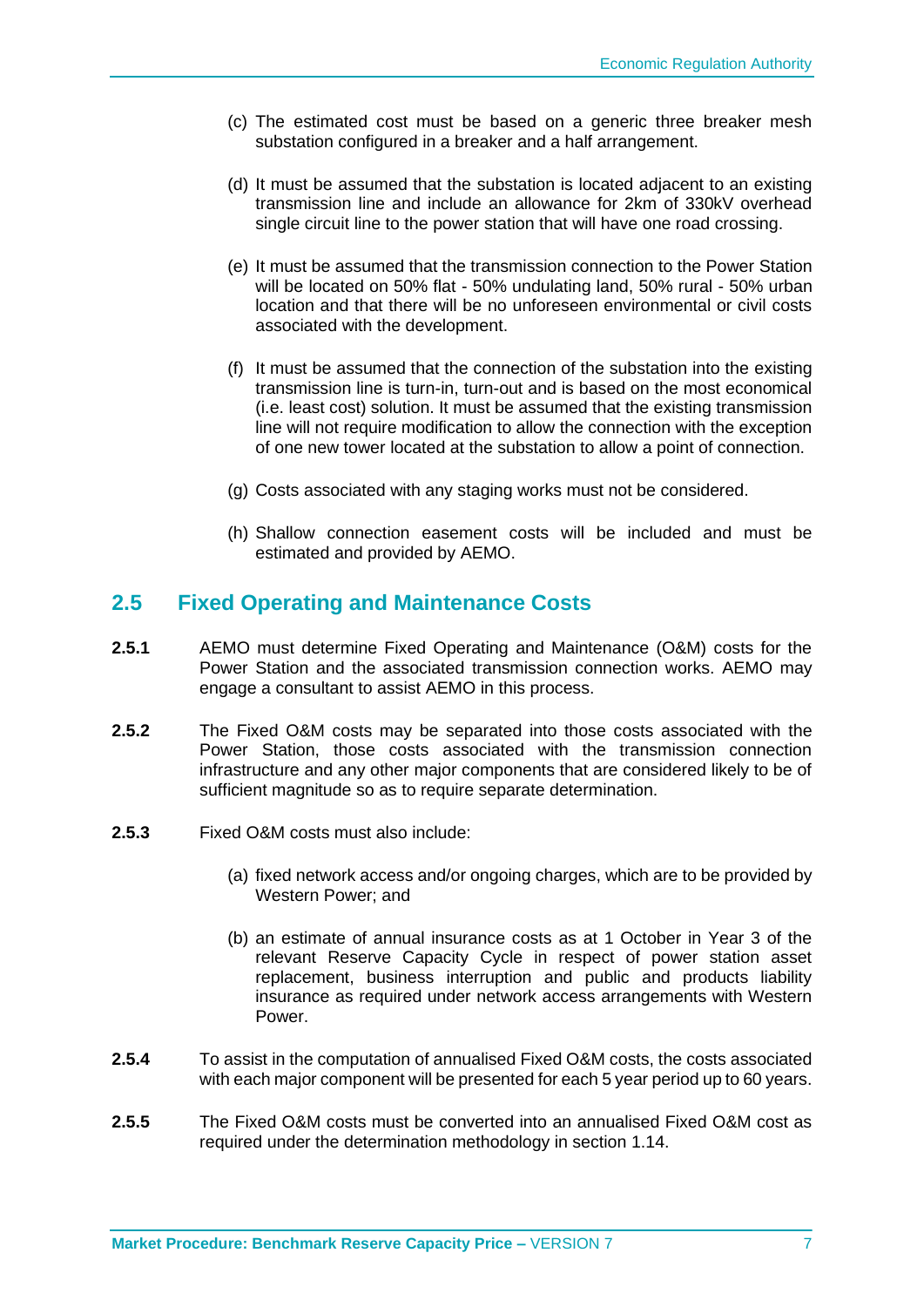(c) The estimated cost must be based on a generic three breaker mesh substation configured in a breaker and a half arrangement.

(d) It must be assumed that the substation is located adjacent to an existing transmission line and include an allowance for 2km of 330kV overhead single circuit line to the power station that will have one road crossing.

(e) It must be assumed that the transmission connection to the Power Station will be located on 50% flat - 50% undulating land, 50% rural - 50% urban location and that there will be no unforeseen environmental or civil costs associated with the development.

(f) It must be assumed that the connection of the substation into the existing transmission line is turn-in, turn-out and is based on the most economical (i.e. least cost) solution. It must be assumed that the existing transmission line will not require modification to allow the connection with the exception of one new tower located at the substation to allow a point of connection.

(g) Costs associated with any staging works must not be considered.

(h) Shallow connection easement costs will be included and must be estimated and provided by AEMO.

## 2.5 Fixed Operating and Maintenance Costs

**2.5.1** AEMO must determine Fixed Operating and Maintenance (O&M) costs for the Power Station and the associated transmission connection works. AEMO may engage a consultant to assist AEMO in this process.

**2.5.2** The Fixed O&M costs may be separated into those costs associated with the Power Station, those costs associated with the transmission connection infrastructure and any other major components that are considered likely to be of sufficient magnitude so as to require separate determination.

**2.5.3** Fixed O&M costs must also include:

(a) fixed network access and/or ongoing charges, which are to be provided by Western Power; and

(b) an estimate of annual insurance costs as at 1 October in Year 3 of the relevant Reserve Capacity Cycle in respect of power station asset replacement, business interruption and public and products liability insurance as required under network access arrangements with Western Power.

**2.5.4** To assist in the computation of annualised Fixed O&M costs, the costs associated with each major component will be presented for each 5 year period up to 60 years.

**2.5.5** The Fixed O&M costs must be converted into an annualised Fixed O&M cost as required under the determination methodology in section 1.14.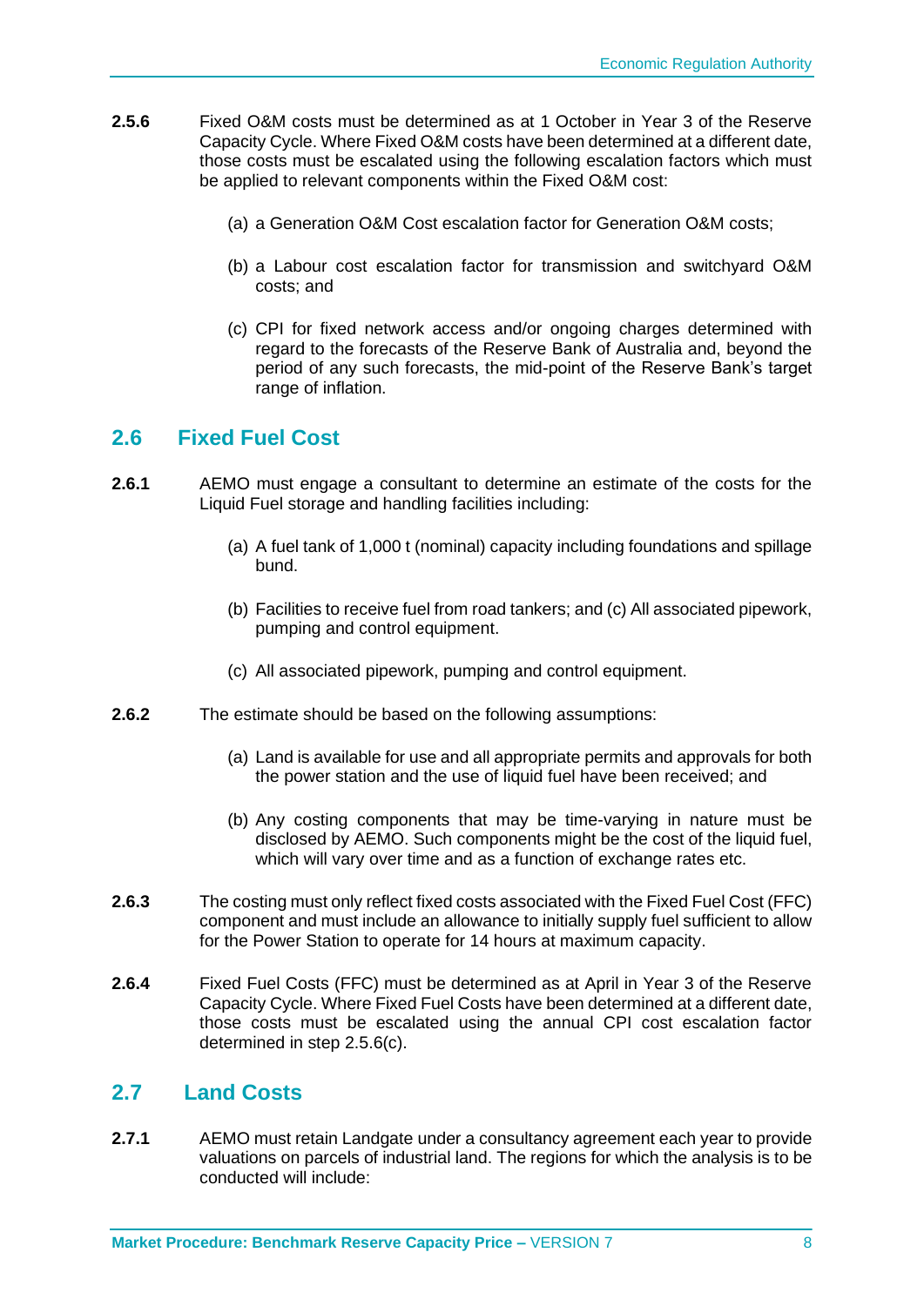**2.5.6** Fixed O&M costs must be determined as at 1 October in Year 3 of the Reserve Capacity Cycle. Where Fixed O&M costs have been determined at a different date, those costs must be escalated using the following escalation factors which must be applied to relevant components within the Fixed O&M cost:

(a) a Generation O&M Cost escalation factor for Generation O&M costs;

(b) a Labour cost escalation factor for transmission and switchyard O&M costs; and

(c) CPI for fixed network access and/or ongoing charges determined with regard to the forecasts of the Reserve Bank of Australia and, beyond the period of any such forecasts, the mid-point of the Reserve Bank's target range of inflation.

## 2.6 Fixed Fuel Cost

**2.6.1** AEMO must engage a consultant to determine an estimate of the costs for the Liquid Fuel storage and handling facilities including:

(a) A fuel tank of 1,000 t (nominal) capacity including foundations and spillage bund.

(b) Facilities to receive fuel from road tankers; and (c) All associated pipework, pumping and control equipment.

(c) All associated pipework, pumping and control equipment.

**2.6.2** The estimate should be based on the following assumptions:

(a) Land is available for use and all appropriate permits and approvals for both the power station and the use of liquid fuel have been received; and

(b) Any costing components that may be time-varying in nature must be disclosed by AEMO. Such components might be the cost of the liquid fuel, which will vary over time and as a function of exchange rates etc.

**2.6.3** The costing must only reflect fixed costs associated with the Fixed Fuel Cost (FFC) component and must include an allowance to initially supply fuel sufficient to allow for the Power Station to operate for 14 hours at maximum capacity.

**2.6.4** Fixed Fuel Costs (FFC) must be determined as at April in Year 3 of the Reserve Capacity Cycle. Where Fixed Fuel Costs have been determined at a different date, those costs must be escalated using the annual CPI cost escalation factor determined in step 2.5.6(c).

## 2.7 Land Costs

**2.7.1** AEMO must retain Landgate under a consultancy agreement each year to provide valuations on parcels of industrial land. The regions for which the analysis is to be conducted will include: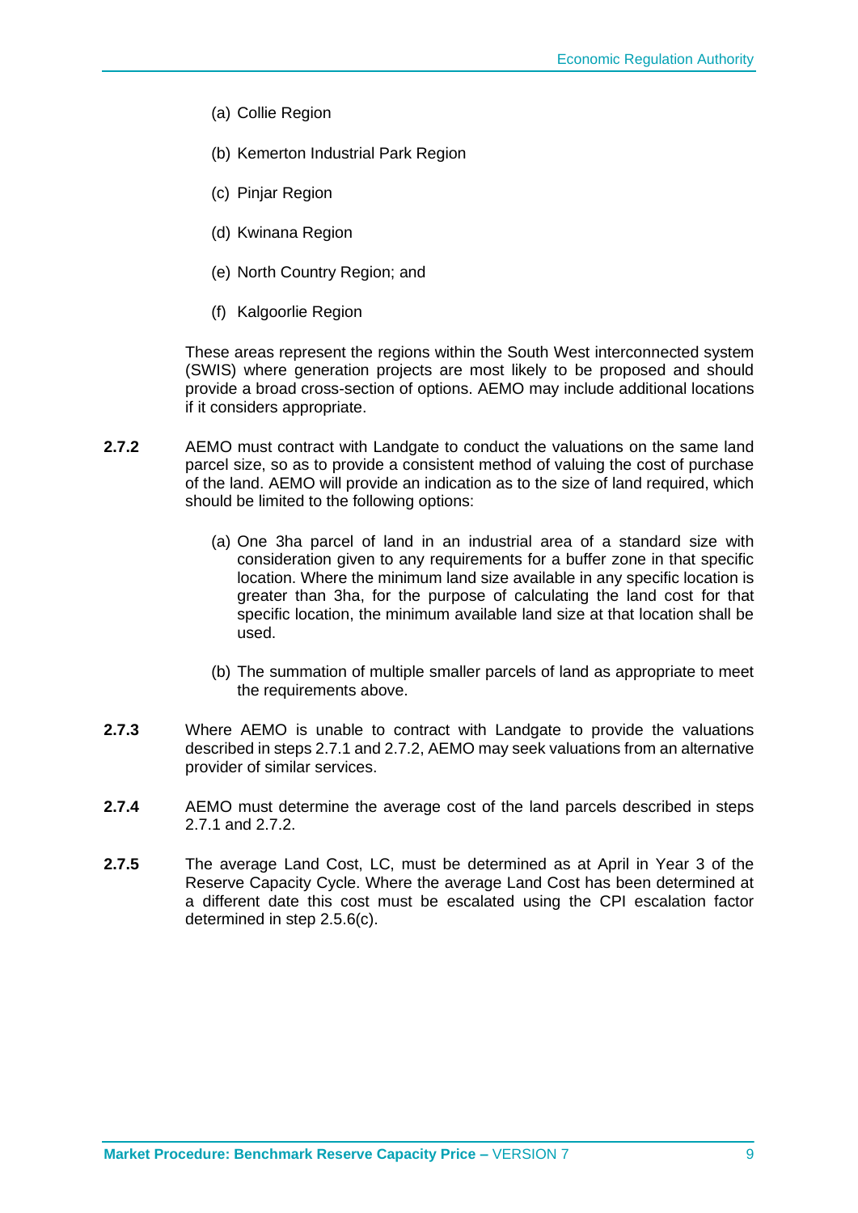(a) Collie Region

(b) Kemerton Industrial Park Region

(c) Pinjar Region

(d) Kwinana Region

(e) North Country Region; and

(f) Kalgoorlie Region

These areas represent the regions within the South West interconnected system (SWIS) where generation projects are most likely to be proposed and should provide a broad cross-section of options. AEMO may include additional locations if it considers appropriate.

**2.7.2** AEMO must contract with Landgate to conduct the valuations on the same land parcel size, so as to provide a consistent method of valuing the cost of purchase of the land. AEMO will provide an indication as to the size of land required, which should be limited to the following options:

(a) One 3ha parcel of land in an industrial area of a standard size with consideration given to any requirements for a buffer zone in that specific location. Where the minimum land size available in any specific location is greater than 3ha, for the purpose of calculating the land cost for that specific location, the minimum available land size at that location shall be used.

(b) The summation of multiple smaller parcels of land as appropriate to meet the requirements above.

**2.7.3** Where AEMO is unable to contract with Landgate to provide the valuations described in steps 2.7.1 and 2.7.2, AEMO may seek valuations from an alternative provider of similar services.

**2.7.4** AEMO must determine the average cost of the land parcels described in steps 2.7.1 and 2.7.2.

**2.7.5** The average Land Cost, LC, must be determined as at April in Year 3 of the Reserve Capacity Cycle. Where the average Land Cost has been determined at a different date this cost must be escalated using the CPI escalation factor determined in step 2.5.6(c).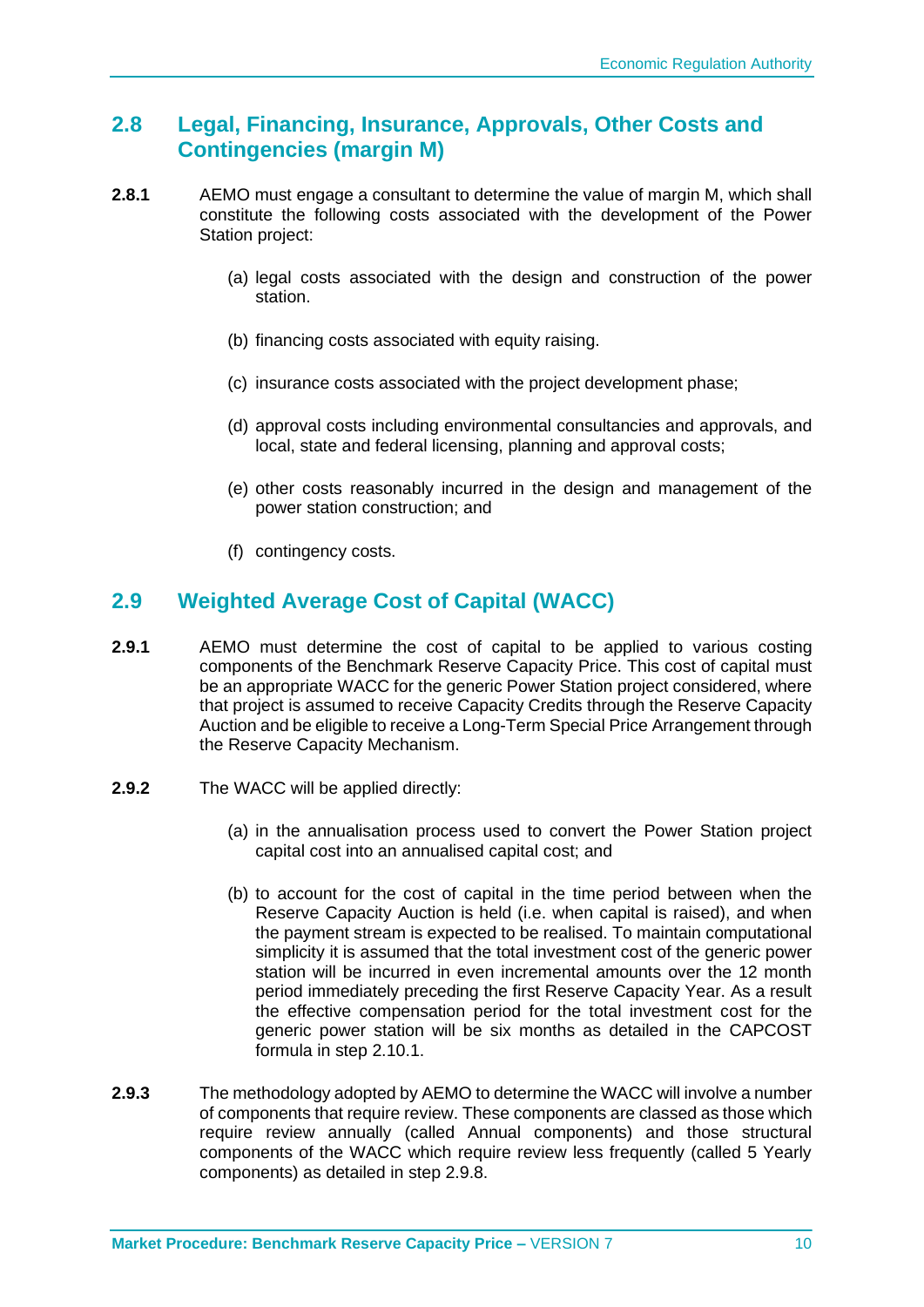## 2.8 Legal, Financing, Insurance, Approvals, Other Costs and Contingencies (margin M)

**2.8.1** AEMO must engage a consultant to determine the value of margin M, which shall constitute the following costs associated with the development of the Power Station project:

(a) legal costs associated with the design and construction of the power station.

(b) financing costs associated with equity raising.

(c) insurance costs associated with the project development phase;

(d) approval costs including environmental consultancies and approvals, and local, state and federal licensing, planning and approval costs;

(e) other costs reasonably incurred in the design and management of the power station construction; and

(f) contingency costs.

## 2.9 Weighted Average Cost of Capital (WACC)

**2.9.1** AEMO must determine the cost of capital to be applied to various costing components of the Benchmark Reserve Capacity Price. This cost of capital must be an appropriate WACC for the generic Power Station project considered, where that project is assumed to receive Capacity Credits through the Reserve Capacity Auction and be eligible to receive a Long-Term Special Price Arrangement through the Reserve Capacity Mechanism.

**2.9.2** The WACC will be applied directly:

(a) in the annualisation process used to convert the Power Station project capital cost into an annualised capital cost; and

(b) to account for the cost of capital in the time period between when the Reserve Capacity Auction is held (i.e. when capital is raised), and when the payment stream is expected to be realised. To maintain computational simplicity it is assumed that the total investment cost of the generic power station will be incurred in even incremental amounts over the 12 month period immediately preceding the first Reserve Capacity Year. As a result the effective compensation period for the total investment cost for the generic power station will be six months as detailed in the CAPCOST formula in step 2.10.1.

**2.9.3** The methodology adopted by AEMO to determine the WACC will involve a number of components that require review. These components are classed as those which require review annually (called Annual components) and those structural components of the WACC which require review less frequently (called 5 Yearly components) as detailed in step 2.9.8.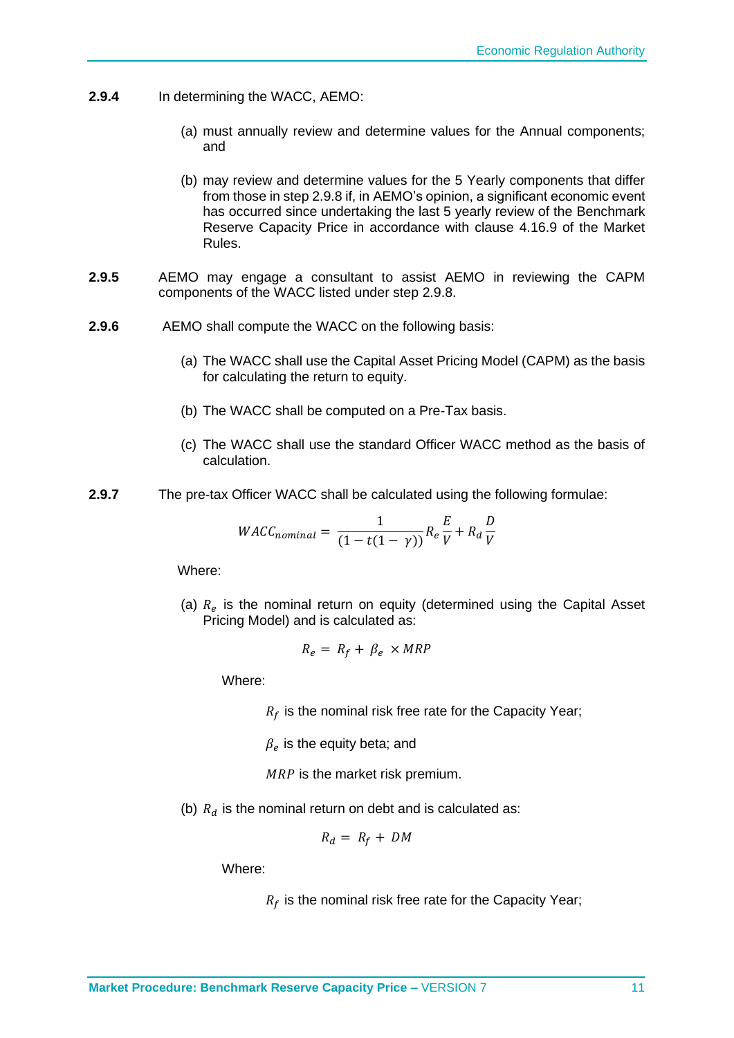**2.9.4** In determining the WACC, AEMO:

(a) must annually review and determine values for the Annual components; and

(b) may review and determine values for the 5 Yearly components that differ from those in step 2.9.8 if, in AEMO's opinion, a significant economic event has occurred since undertaking the last 5 yearly review of the Benchmark Reserve Capacity Price in accordance with clause 4.16.9 of the Market Rules.

**2.9.5** AEMO may engage a consultant to assist AEMO in reviewing the CAPM components of the WACC listed under step 2.9.8.

**2.9.6** AEMO shall compute the WACC on the following basis:

(a) The WACC shall use the Capital Asset Pricing Model (CAPM) as the basis for calculating the return to equity.

(b) The WACC shall be computed on a Pre-Tax basis.

(c) The WACC shall use the standard Officer WACC method as the basis of calculation.

**2.9.7** The pre-tax Officer WACC shall be calculated using the following formulae:

$$WACC_{nominal} = \frac{1}{(1 - t(1 - \gamma))} R_e \frac{E}{V} + R_d \frac{D}{V}$$

Where:

(a) $R_e$ is the nominal return on equity (determined using the Capital Asset Pricing Model) and is calculated as:

$$R_e = R_f + \beta_e \times MRP$$

Where:

$R_f$ is the nominal risk free rate for the Capacity Year;

$\beta_e$ is the equity beta; and

$MRP$ is the market risk premium.

(b) $R_d$ is the nominal return on debt and is calculated as:

$$R_d = R_f + DM$$

Where:

$R_f$ is the nominal risk free rate for the Capacity Year;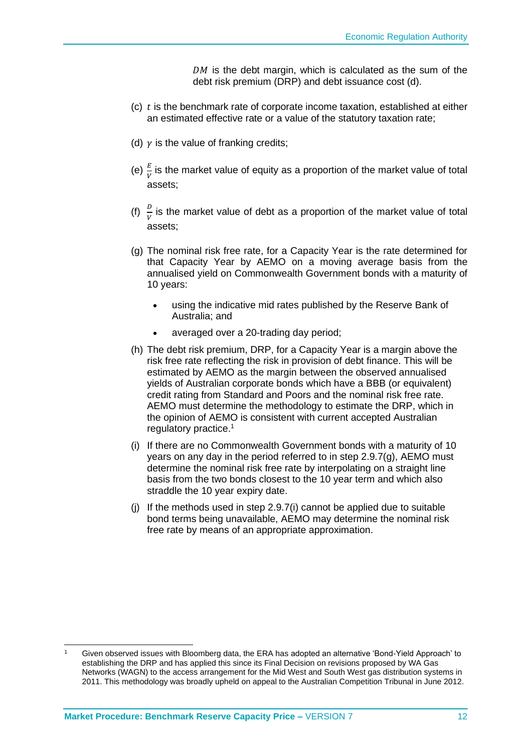$DM$ is the debt margin, which is calculated as the sum of the debt risk premium (DRP) and debt issuance cost (d).

(c) $t$ is the benchmark rate of corporate income taxation, established at either an estimated effective rate or a value of the statutory taxation rate;

(d) $\gamma$ is the value of franking credits;

(e) $\frac{E}{V}$ is the market value of equity as a proportion of the market value of total assets;

(f) $\frac{D}{V}$ is the market value of debt as a proportion of the market value of total assets;

(g) The nominal risk free rate, for a Capacity Year is the rate determined for that Capacity Year by AEMO on a moving average basis from the annualised yield on Commonwealth Government bonds with a maturity of 10 years:

- using the indicative mid rates published by the Reserve Bank of Australia; and
- averaged over a 20-trading day period;

(h) The debt risk premium, DRP, for a Capacity Year is a margin above the risk free rate reflecting the risk in provision of debt finance. This will be estimated by AEMO as the margin between the observed annualised yields of Australian corporate bonds which have a BBB (or equivalent) credit rating from Standard and Poors and the nominal risk free rate. AEMO must determine the methodology to estimate the DRP, which in the opinion of AEMO is consistent with current accepted Australian regulatory practice.[1]

(i) If there are no Commonwealth Government bonds with a maturity of 10 years on any day in the period referred to in step 2.9.7(g), AEMO must determine the nominal risk free rate by interpolating on a straight line basis from the two bonds closest to the 10 year term and which also straddle the 10 year expiry date.

(j) If the methods used in step 2.9.7(i) cannot be applied due to suitable bond terms being unavailable, AEMO may determine the nominal risk free rate by means of an appropriate approximation.

[1] Given observed issues with Bloomberg data, the ERA has adopted an alternative 'Bond-Yield Approach' to establishing the DRP and has applied this since its Final Decision on revisions proposed by WA Gas Networks (WAGN) to the access arrangement for the Mid West and South West gas distribution systems in 2011. This methodology was broadly upheld on appeal to the Australian Competition Tribunal in June 2012.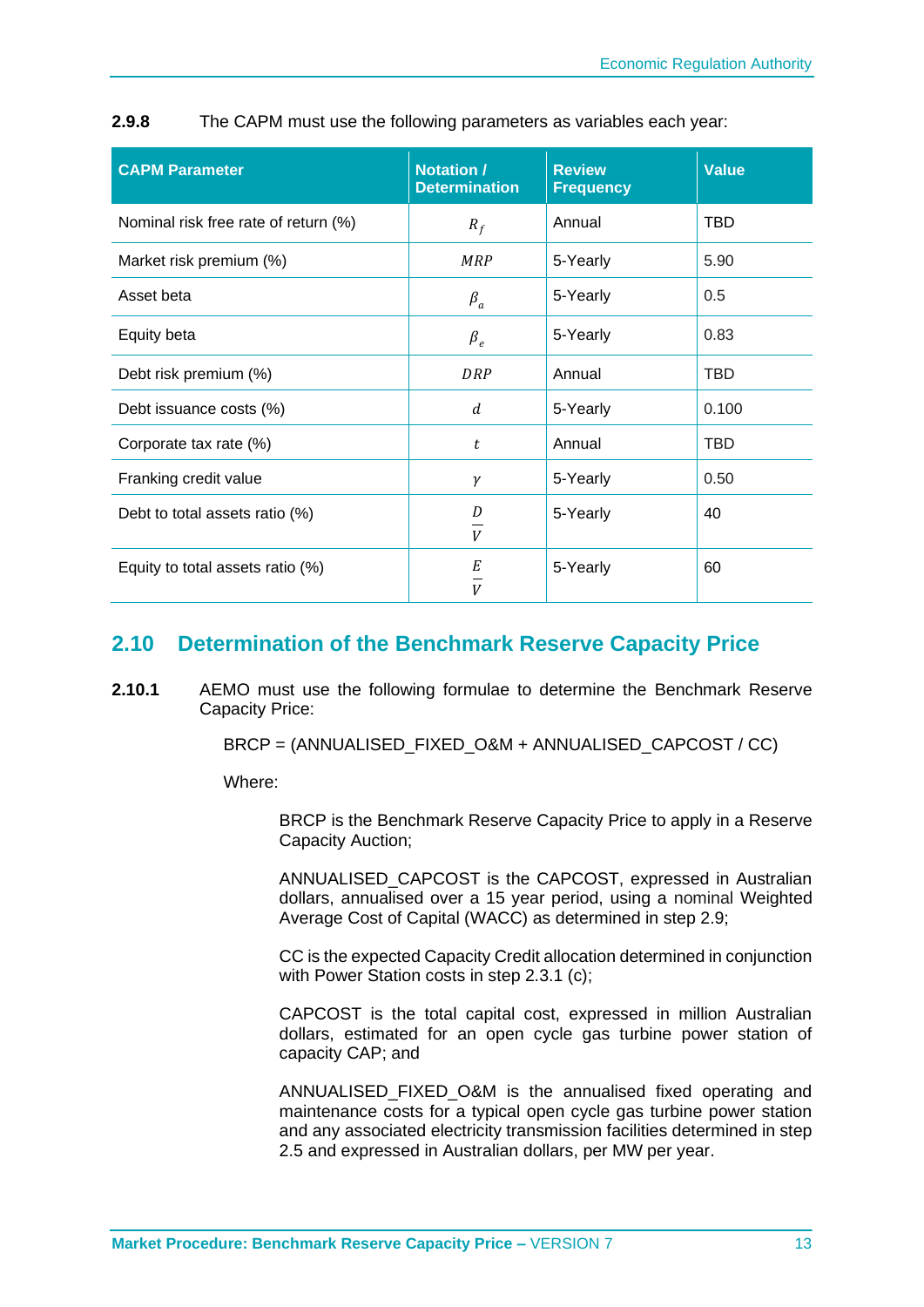**2.9.8** The CAPM must use the following parameters as variables each year:

| CAPM Parameter | Notation / Determination | Review Frequency | Value |
|---|---|---|---|
| Nominal risk free rate of return (%) | $R_f$ | Annual | TBD |
| Market risk premium (%) | $MRP$ | 5-Yearly | 5.90 |
| Asset beta | $\beta_a$ | 5-Yearly | 0.5 |
| Equity beta | $\beta_e$ | 5-Yearly | 0.83 |
| Debt risk premium (%) | $DRP$ | Annual | TBD |
| Debt issuance costs (%) | $d$ | 5-Yearly | 0.100 |
| Corporate tax rate (%) | $t$ | Annual | TBD |
| Franking credit value | $\gamma$ | 5-Yearly | 0.50 |
| Debt to total assets ratio (%) | $\frac{D}{V}$ | 5-Yearly | 40 |
| Equity to total assets ratio (%) | $\frac{E}{V}$ | 5-Yearly | 60 |

## 2.10 Determination of the Benchmark Reserve Capacity Price

**2.10.1** AEMO must use the following formulae to determine the Benchmark Reserve Capacity Price:

BRCP = (ANNUALISED_FIXED_O&M + ANNUALISED_CAPCOST / CC)

Where:

BRCP is the Benchmark Reserve Capacity Price to apply in a Reserve Capacity Auction;

ANNUALISED_CAPCOST is the CAPCOST, expressed in Australian dollars, annualised over a 15 year period, using a nominal Weighted Average Cost of Capital (WACC) as determined in step 2.9;

CC is the expected Capacity Credit allocation determined in conjunction with Power Station costs in step 2.3.1 (c);

CAPCOST is the total capital cost, expressed in million Australian dollars, estimated for an open cycle gas turbine power station of capacity CAP; and

ANNUALISED_FIXED_O&M is the annualised fixed operating and maintenance costs for a typical open cycle gas turbine power station and any associated electricity transmission facilities determined in step 2.5 and expressed in Australian dollars, per MW per year.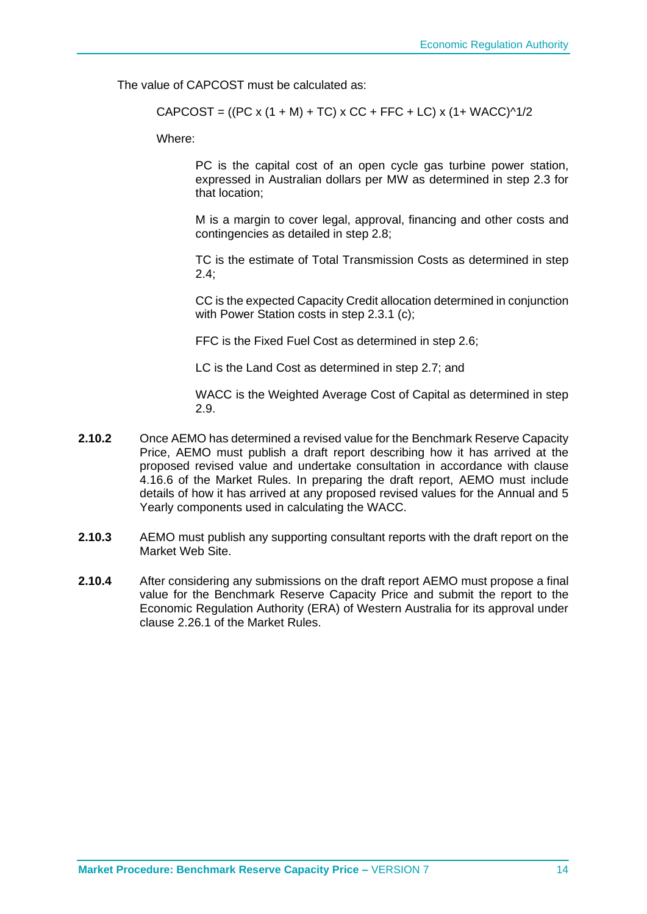The value of CAPCOST must be calculated as:

$$CAPCOST = ((PC \times (1 + M) + TC) \times CC + FFC + LC) \times (1 + WACC)^{1/2}$$

Where:

PC is the capital cost of an open cycle gas turbine power station, expressed in Australian dollars per MW as determined in step 2.3 for that location;

M is a margin to cover legal, approval, financing and other costs and contingencies as detailed in step 2.8;

TC is the estimate of Total Transmission Costs as determined in step 2.4;

CC is the expected Capacity Credit allocation determined in conjunction with Power Station costs in step 2.3.1 (c);

FFC is the Fixed Fuel Cost as determined in step 2.6;

LC is the Land Cost as determined in step 2.7; and

WACC is the Weighted Average Cost of Capital as determined in step 2.9.

**2.10.2** Once AEMO has determined a revised value for the Benchmark Reserve Capacity Price, AEMO must publish a draft report describing how it has arrived at the proposed revised value and undertake consultation in accordance with clause 4.16.6 of the Market Rules. In preparing the draft report, AEMO must include details of how it has arrived at any proposed revised values for the Annual and 5 Yearly components used in calculating the WACC.

**2.10.3** AEMO must publish any supporting consultant reports with the draft report on the Market Web Site.

**2.10.4** After considering any submissions on the draft report AEMO must propose a final value for the Benchmark Reserve Capacity Price and submit the report to the Economic Regulation Authority (ERA) of Western Australia for its approval under clause 2.26.1 of the Market Rules.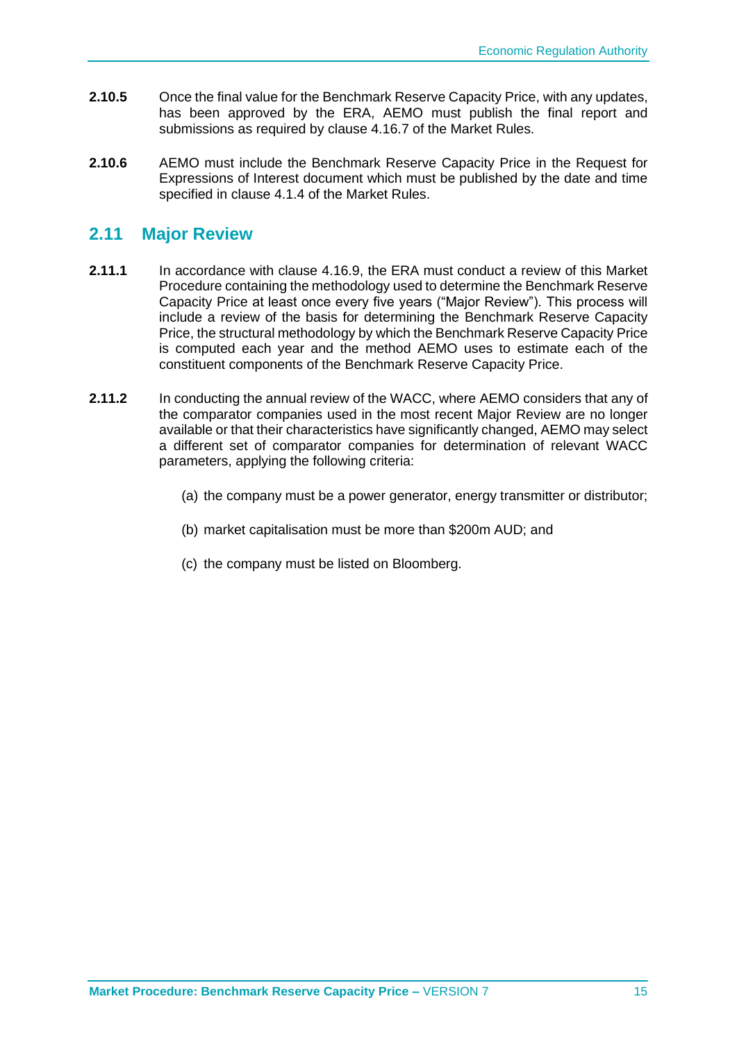**2.10.5** Once the final value for the Benchmark Reserve Capacity Price, with any updates, has been approved by the ERA, AEMO must publish the final report and submissions as required by clause 4.16.7 of the Market Rules.

**2.10.6** AEMO must include the Benchmark Reserve Capacity Price in the Request for Expressions of Interest document which must be published by the date and time specified in clause 4.1.4 of the Market Rules.

## 2.11 Major Review

**2.11.1** In accordance with clause 4.16.9, the ERA must conduct a review of this Market Procedure containing the methodology used to determine the Benchmark Reserve Capacity Price at least once every five years ("Major Review"). This process will include a review of the basis for determining the Benchmark Reserve Capacity Price, the structural methodology by which the Benchmark Reserve Capacity Price is computed each year and the method AEMO uses to estimate each of the constituent components of the Benchmark Reserve Capacity Price.

**2.11.2** In conducting the annual review of the WACC, where AEMO considers that any of the comparator companies used in the most recent Major Review are no longer available or that their characteristics have significantly changed, AEMO may select a different set of comparator companies for determination of relevant WACC parameters, applying the following criteria:

(a) the company must be a power generator, energy transmitter or distributor;

(b) market capitalisation must be more than $200m AUD; and

(c) the company must be listed on Bloomberg.